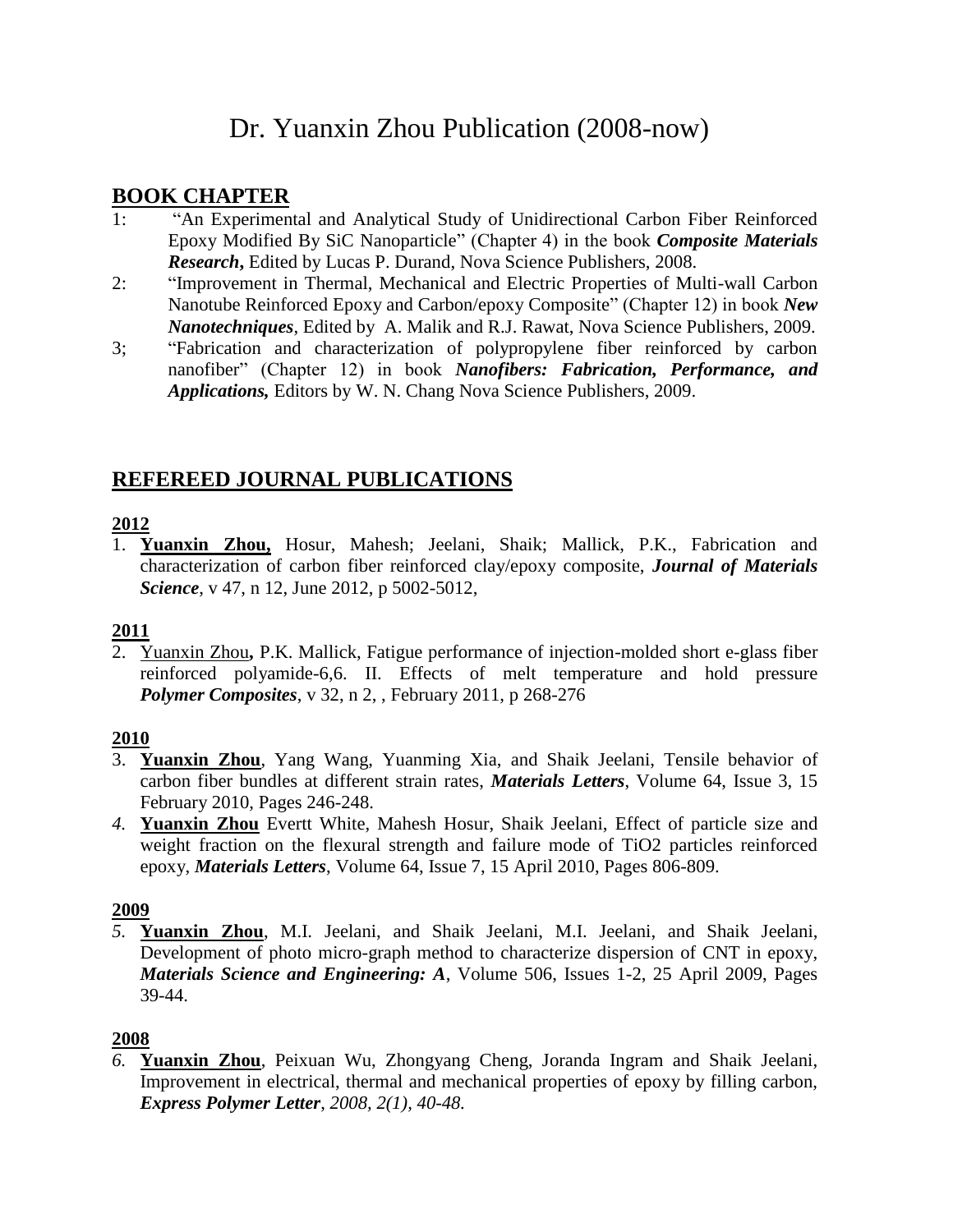# Dr. Yuanxin Zhou Publication (2008-now)

## BOOK CHAPTER

1: "An Experimental and Analytical Study of Unidirectional Carbon Fiber Reinforced Epoxy Modified By SiC Nanoparticle" (Chapter 4) in the book ***Composite Materials Research***, Edited by Lucas P. Durand, Nova Science Publishers, 2008.

2: "Improvement in Thermal, Mechanical and Electric Properties of Multi-wall Carbon Nanotube Reinforced Epoxy and Carbon/epoxy Composite" (Chapter 12) in book ***New Nanotechniques***, Edited by A. Malik and R.J. Rawat, Nova Science Publishers, 2009.

3; "Fabrication and characterization of polypropylene fiber reinforced by carbon nanofiber" (Chapter 12) in book ***Nanofibers: Fabrication, Performance, and Applications,*** Editors by W. N. Chang Nova Science Publishers, 2009.

## REFEREED JOURNAL PUBLICATIONS

### 2012

1. **Yuanxin Zhou,** Hosur, Mahesh; Jeelani, Shaik; Mallick, P.K., Fabrication and characterization of carbon fiber reinforced clay/epoxy composite, ***Journal of Materials Science***, v 47, n 12, June 2012, p 5002-5012,

### 2011

2. Yuanxin Zhou**,** P.K. Mallick, Fatigue performance of injection-molded short e-glass fiber reinforced polyamide-6,6. II. Effects of melt temperature and hold pressure ***Polymer Composites***, v 32, n 2, , February 2011, p 268-276

### 2010

3. **Yuanxin Zhou**, Yang Wang, Yuanming Xia, and Shaik Jeelani, Tensile behavior of carbon fiber bundles at different strain rates, ***Materials Letters***, Volume 64, Issue 3, 15 February 2010, Pages 246-248.
4. **Yuanxin Zhou** Evertt White, Mahesh Hosur, Shaik Jeelani, Effect of particle size and weight fraction on the flexural strength and failure mode of TiO2 particles reinforced epoxy, ***Materials Letters***, Volume 64, Issue 7, 15 April 2010, Pages 806-809.

### 2009

5. **Yuanxin Zhou**, M.I. Jeelani, and Shaik Jeelani, M.I. Jeelani, and Shaik Jeelani, Development of photo micro-graph method to characterize dispersion of CNT in epoxy, ***Materials Science and Engineering: A***, Volume 506, Issues 1-2, 25 April 2009, Pages 39-44.

### 2008

6. **Yuanxin Zhou**, Peixuan Wu, Zhongyang Cheng, Joranda Ingram and Shaik Jeelani, Improvement in electrical, thermal and mechanical properties of epoxy by filling carbon, ***Express Polymer Letter***, *2008, 2(1), 40-48.*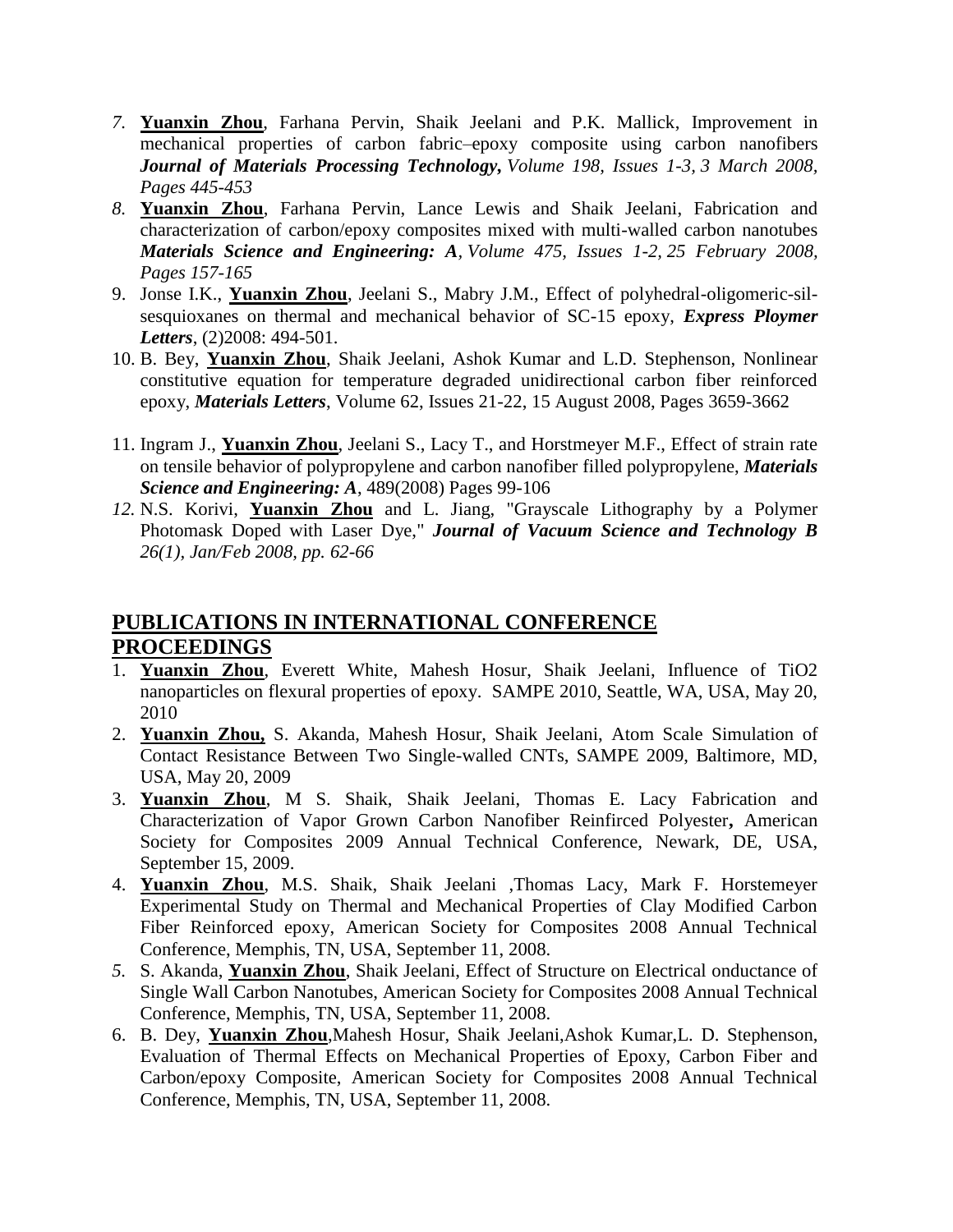7. **Yuanxin Zhou**, Farhana Pervin, Shaik Jeelani and P.K. Mallick, Improvement in mechanical properties of carbon fabric–epoxy composite using carbon nanofibers ***Journal of Materials Processing Technology***, *Volume 198, Issues 1-3, 3 March 2008, Pages 445-453*
8. **Yuanxin Zhou**, Farhana Pervin, Lance Lewis and Shaik Jeelani, Fabrication and characterization of carbon/epoxy composites mixed with multi-walled carbon nanotubes ***Materials Science and Engineering: A***, *Volume 475, Issues 1-2, 25 February 2008, Pages 157-165*
9. Jonse I.K., **Yuanxin Zhou**, Jeelani S., Mabry J.M., Effect of polyhedral-oligomeric-sil-sesquioxanes on thermal and mechanical behavior of SC-15 epoxy, ***Express Ploymer Letters***, (2)2008: 494-501.
10. B. Bey, **Yuanxin Zhou**, Shaik Jeelani, Ashok Kumar and L.D. Stephenson, Nonlinear constitutive equation for temperature degraded unidirectional carbon fiber reinforced epoxy, ***Materials Letters***, Volume 62, Issues 21-22, 15 August 2008, Pages 3659-3662
11. Ingram J., **Yuanxin Zhou**, Jeelani S., Lacy T., and Horstmeyer M.F., Effect of strain rate on tensile behavior of polypropylene and carbon nanofiber filled polypropylene, ***Materials Science and Engineering: A***, 489(2008) Pages 99-106
12. N.S. Korivi, **Yuanxin Zhou** and L. Jiang, "Grayscale Lithography by a Polymer Photomask Doped with Laser Dye," ***Journal of Vacuum Science and Technology B*** *26(1), Jan/Feb 2008, pp. 62-66*

## PUBLICATIONS IN INTERNATIONAL CONFERENCE PROCEEDINGS

1. **Yuanxin Zhou**, Everett White, Mahesh Hosur, Shaik Jeelani, Influence of TiO2 nanoparticles on flexural properties of epoxy. SAMPE 2010, Seattle, WA, USA, May 20, 2010
2. **Yuanxin Zhou,** S. Akanda, Mahesh Hosur, Shaik Jeelani, Atom Scale Simulation of Contact Resistance Between Two Single-walled CNTs, SAMPE 2009, Baltimore, MD, USA, May 20, 2009
3. **Yuanxin Zhou**, M S. Shaik, Shaik Jeelani, Thomas E. Lacy Fabrication and Characterization of Vapor Grown Carbon Nanofiber Reinfirced Polyester**,** American Society for Composites 2009 Annual Technical Conference, Newark, DE, USA, September 15, 2009.
4. **Yuanxin Zhou**, M.S. Shaik, Shaik Jeelani ,Thomas Lacy, Mark F. Horstemeyer Experimental Study on Thermal and Mechanical Properties of Clay Modified Carbon Fiber Reinforced epoxy, American Society for Composites 2008 Annual Technical Conference, Memphis, TN, USA, September 11, 2008.
5. S. Akanda, **Yuanxin Zhou**, Shaik Jeelani, Effect of Structure on Electrical onductance of Single Wall Carbon Nanotubes, American Society for Composites 2008 Annual Technical Conference, Memphis, TN, USA, September 11, 2008.
6. B. Dey, **Yuanxin Zhou**,Mahesh Hosur, Shaik Jeelani,Ashok Kumar,L. D. Stephenson, Evaluation of Thermal Effects on Mechanical Properties of Epoxy, Carbon Fiber and Carbon/epoxy Composite, American Society for Composites 2008 Annual Technical Conference, Memphis, TN, USA, September 11, 2008.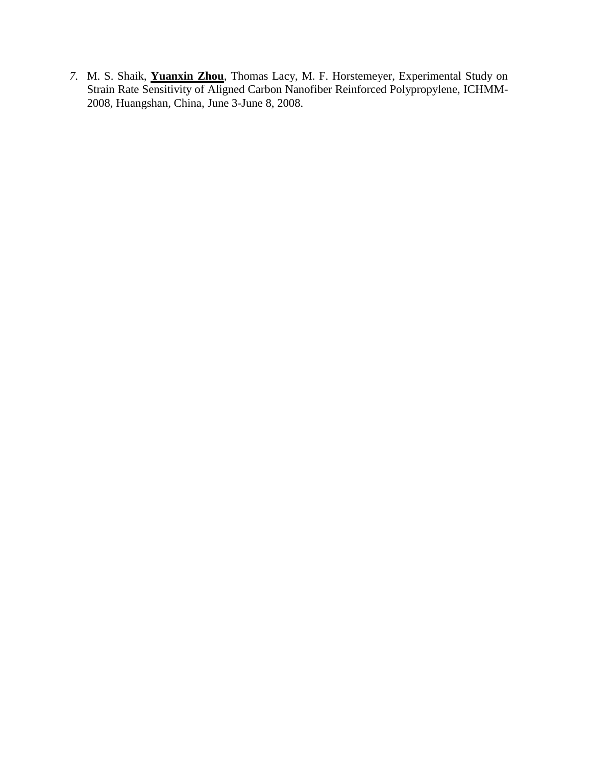7. M. S. Shaik, **Yuanxin Zhou**, Thomas Lacy, M. F. Horstemeyer, Experimental Study on Strain Rate Sensitivity of Aligned Carbon Nanofiber Reinforced Polypropylene, ICHMM-2008, Huangshan, China, June 3-June 8, 2008.